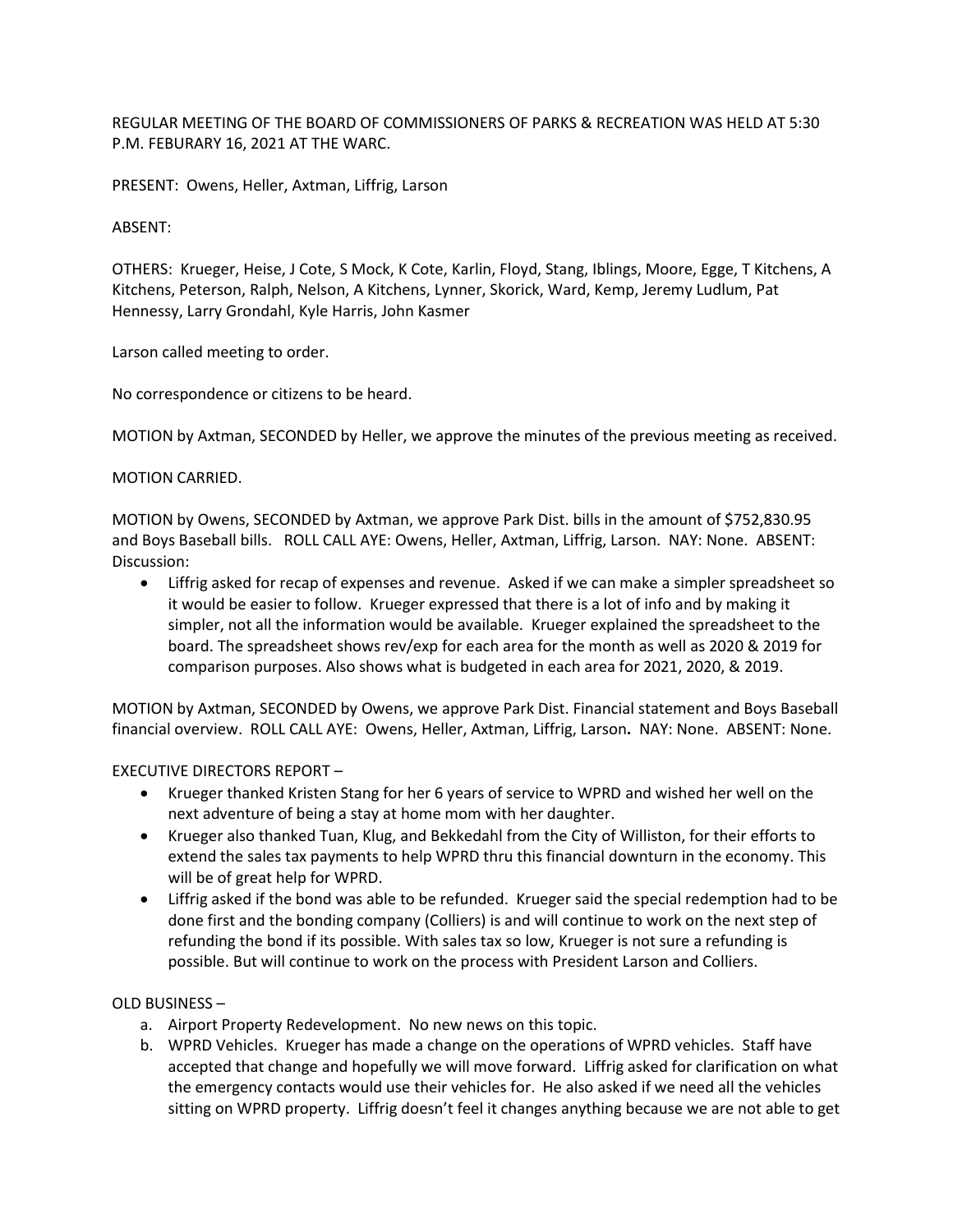REGULAR MEETING OF THE BOARD OF COMMISSIONERS OF PARKS & RECREATION WAS HELD AT 5:30 P.M. FEBURARY 16, 2021 AT THE WARC.

PRESENT: Owens, Heller, Axtman, Liffrig, Larson

ABSENT:

OTHERS: Krueger, Heise, J Cote, S Mock, K Cote, Karlin, Floyd, Stang, Iblings, Moore, Egge, T Kitchens, A Kitchens, Peterson, Ralph, Nelson, A Kitchens, Lynner, Skorick, Ward, Kemp, Jeremy Ludlum, Pat Hennessy, Larry Grondahl, Kyle Harris, John Kasmer

Larson called meeting to order.

No correspondence or citizens to be heard.

MOTION by Axtman, SECONDED by Heller, we approve the minutes of the previous meeting as received.

MOTION CARRIED.

MOTION by Owens, SECONDED by Axtman, we approve Park Dist. bills in the amount of $752,830.95 and Boys Baseball bills. ROLL CALL AYE: Owens, Heller, Axtman, Liffrig, Larson. NAY: None. ABSENT:

Discussion:

- Liffrig asked for recap of expenses and revenue. Asked if we can make a simpler spreadsheet so it would be easier to follow. Krueger expressed that there is a lot of info and by making it simpler, not all the information would be available. Krueger explained the spreadsheet to the board. The spreadsheet shows rev/exp for each area for the month as well as 2020 & 2019 for comparison purposes. Also shows what is budgeted in each area for 2021, 2020, & 2019.

MOTION by Axtman, SECONDED by Owens, we approve Park Dist. Financial statement and Boys Baseball financial overview. ROLL CALL AYE: Owens, Heller, Axtman, Liffrig, Larson**.** NAY: None. ABSENT: None.

EXECUTIVE DIRECTORS REPORT –

- Krueger thanked Kristen Stang for her 6 years of service to WPRD and wished her well on the next adventure of being a stay at home mom with her daughter.
- Krueger also thanked Tuan, Klug, and Bekkedahl from the City of Williston, for their efforts to extend the sales tax payments to help WPRD thru this financial downturn in the economy. This will be of great help for WPRD.
- Liffrig asked if the bond was able to be refunded. Krueger said the special redemption had to be done first and the bonding company (Colliers) is and will continue to work on the next step of refunding the bond if its possible. With sales tax so low, Krueger is not sure a refunding is possible. But will continue to work on the process with President Larson and Colliers.

OLD BUSINESS –

a. Airport Property Redevelopment. No new news on this topic.
b. WPRD Vehicles. Krueger has made a change on the operations of WPRD vehicles. Staff have accepted that change and hopefully we will move forward. Liffrig asked for clarification on what the emergency contacts would use their vehicles for. He also asked if we need all the vehicles sitting on WPRD property. Liffrig doesn't feel it changes anything because we are not able to get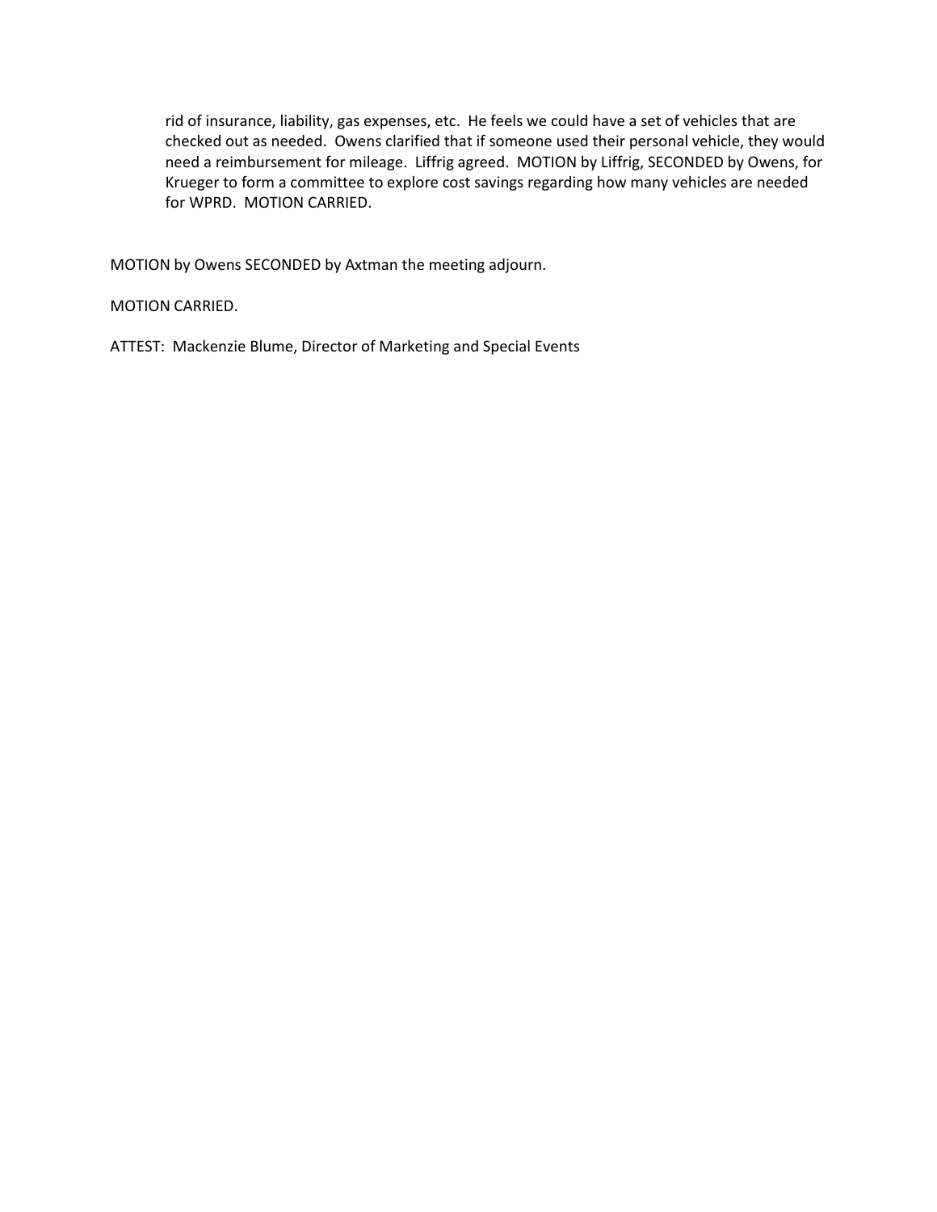rid of insurance, liability, gas expenses, etc. He feels we could have a set of vehicles that are checked out as needed. Owens clarified that if someone used their personal vehicle, they would need a reimbursement for mileage. Liffrig agreed. MOTION by Liffrig, SECONDED by Owens, for Krueger to form a committee to explore cost savings regarding how many vehicles are needed for WPRD. MOTION CARRIED.

MOTION by Owens SECONDED by Axtman the meeting adjourn.

MOTION CARRIED.

ATTEST: Mackenzie Blume, Director of Marketing and Special Events